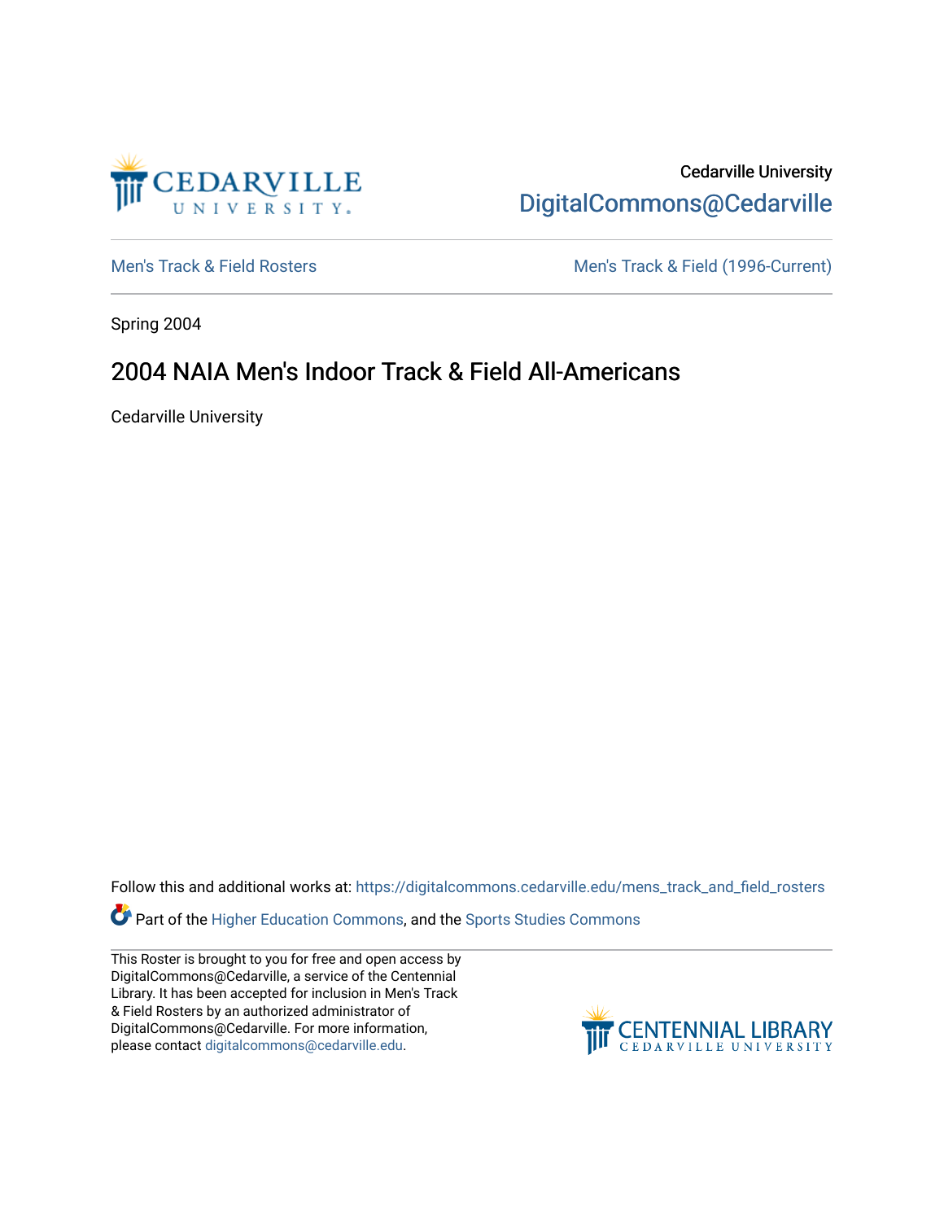Cedarville University
DigitalCommons@Cedarville

Men's Track & Field Rosters | Men's Track & Field (1996-Current)

Spring 2004

# 2004 NAIA Men's Indoor Track & Field All-Americans

Cedarville University

Follow this and additional works at: https://digitalcommons.cedarville.edu/mens_track_and_field_rosters

Part of the Higher Education Commons, and the Sports Studies Commons

This Roster is brought to you for free and open access by DigitalCommons@Cedarville, a service of the Centennial Library. It has been accepted for inclusion in Men's Track & Field Rosters by an authorized administrator of DigitalCommons@Cedarville. For more information, please contact digitalcommons@cedarville.edu.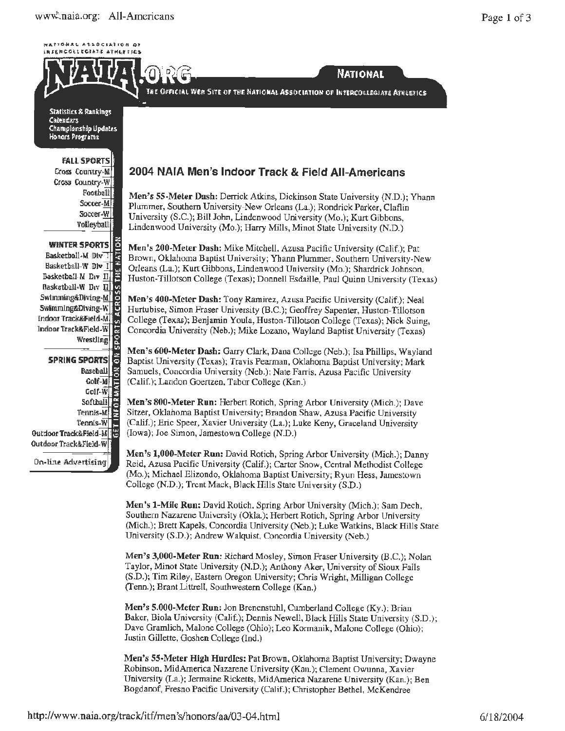## 2004 NAIA Men's Indoor Track & Field All-Americans

**Men's 55-Meter Dash:** Derrick Atkins, Dickinson State University (N.D.); Yhann Plummer, Southern University-New Orleans (La.); Rondrick Parker, Claflin University (S.C.); Bill John, Lindenwood University (Mo.); Kurt Gibbons, Lindenwood University (Mo.); Harry Mills, Minot State University (N.D.)

**Men's 200-Meter Dash:** Mike Mitchell, Azusa Pacific University (Calif.); Pat Brown, Oklahoma Baptist University; Yhann Plummer, Southern University-New Orleans (La.); Kurt Gibbons, Lindenwood University (Mo.); Shardrick Johnson, Huston-Tillotson College (Texas); Donnell Esdaille, Paul Quinn University (Texas)

**Men's 400-Meter Dash:** Tony Ramirez, Azusa Pacific University (Calif.); Neal Hurtubise, Simon Fraser University (B.C.); Geoffrey Sapenter, Huston-Tillotson College (Texas); Benjamin Youla, Huston-Tillotson College (Texas); Nick Suing, Concordia University (Neb.); Mike Lozano, Wayland Baptist University (Texas)

**Men's 600-Meter Dash:** Garry Clark, Dana College (Neb.); Isa Phillips, Wayland Baptist University (Texas); Travis Pearman, Oklahoma Baptist University; Mark Samuels, Concordia University (Neb.); Nate Farris, Azusa Pacific University (Calif.); Landon Goertzen, Tabor College (Kan.)

**Men's 800-Meter Run:** Herbert Rotich, Spring Arbor University (Mich.); Dave Sitzer, Oklahoma Baptist University; Brandon Shaw, Azusa Pacific University (Calif.); Eric Speer, Xavier University (La.); Luke Keny, Graceland University (Iowa); Joe Simon, Jamestown College (N.D.)

**Men's 1,000-Meter Run:** David Rotich, Spring Arbor University (Mich.); Danny Reid, Azusa Pacific University (Calif.); Carter Snow, Central Methodist College (Mo.); Michael Elizondo, Oklahoma Baptist University; Ryun Hess, Jamestown College (N.D.); Trent Mack, Black Hills State University (S.D.)

**Men's 1-Mile Run:** David Rotich, Spring Arbor University (Mich.); Sam Dech, Southern Nazarene University (Okla.); Herbert Rotich, Spring Arbor University (Mich.); Brett Kapels, Concordia University (Neb.); Luke Watkins, Black Hills State University (S.D.); Andrew Walquist, Concordia University (Neb.)

**Men's 3,000-Meter Run:** Richard Mosley, Simon Fraser University (B.C.); Nolan Taylor, Minot State University (N.D.); Anthony Aker, University of Sioux Falls (S.D.); Tim Riley, Eastern Oregon University; Chris Wright, Milligan College (Tenn.); Brant Littrell, Southwestern College (Kan.)

**Men's 5,000-Meter Run:** Jon Brenenstuhl, Cumberland College (Ky.); Brian Baker, Biola University (Calif.); Dennis Newell, Black Hills State University (S.D.); Dave Gramlich, Malone College (Ohio); Leo Kormanik, Malone College (Ohio); Justin Gillette, Goshen College (Ind.)

**Men's 55-Meter High Hurdles:** Pat Brown, Oklahoma Baptist University; Dwayne Robinson, MidAmerica Nazarene University (Kan.); Clement Owunna, Xavier University (La.); Jermaine Ricketts, MidAmerica Nazarene University (Kan.); Ben Bogdanof, Fresno Pacific University (Calif.); Christopher Bethel, McKendree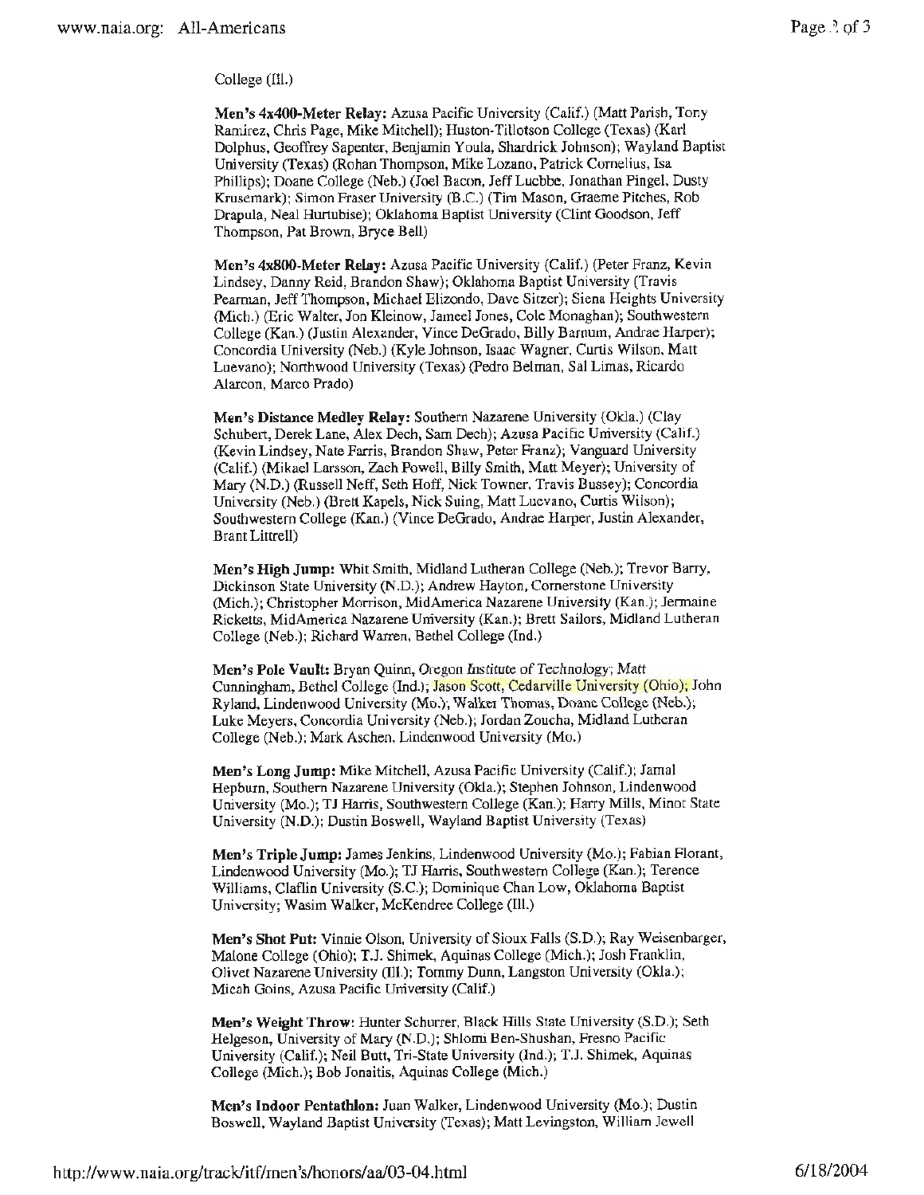College (Ill.)

**Men's 4x400-Meter Relay:** Azusa Pacific University (Calif.) (Matt Parish, Tony Ramirez, Chris Page, Mike Mitchell); Huston-Tillotson College (Texas) (Karl Dolphus, Geoffrey Sapenter, Benjamin Youla, Shardrick Johnson); Wayland Baptist University (Texas) (Rohan Thompson, Mike Lozano, Patrick Cornelius, Isa Phillips); Doane College (Neb.) (Joel Bacon, Jeff Luebbe, Jonathan Pingel, Dusty Krusemark); Simon Fraser University (B.C.) (Tim Mason, Graeme Pitches, Rob Drapula, Neal Hurtubise); Oklahoma Baptist University (Clint Goodson, Jeff Thompson, Pat Brown, Bryce Bell)

**Men's 4x800-Meter Relay:** Azusa Pacific University (Calif.) (Peter Franz, Kevin Lindsey, Danny Reid, Brandon Shaw); Oklahoma Baptist University (Travis Pearman, Jeff Thompson, Michael Elizondo, Dave Sitzer); Siena Heights University (Mich.) (Eric Walter, Jon Kleinow, Jameel Jones, Cole Monaghan); Southwestern College (Kan.) (Justin Alexander, Vince DeGrado, Billy Barnum, Andrae Harper); Concordia University (Neb.) (Kyle Johnson, Isaac Wagner, Curtis Wilson, Matt Luevano); Northwood University (Texas) (Pedro Belman, Sal Limas, Ricardo Alarcon, Marco Prado)

**Men's Distance Medley Relay:** Southern Nazarene University (Okla.) (Clay Schubert, Derek Lane, Alex Dech, Sam Dech); Azusa Pacific University (Calif.) (Kevin Lindsey, Nate Farris, Brandon Shaw, Peter Franz); Vanguard University (Calif.) (Mikael Larsson, Zach Powell, Billy Smith, Matt Meyer); University of Mary (N.D.) (Russell Neff, Seth Hoff, Nick Towner, Travis Bussey); Concordia University (Neb.) (Brett Kapels, Nick Suing, Matt Luevano, Curtis Wilson); Southwestern College (Kan.) (Vince DeGrado, Andrae Harper, Justin Alexander, Brant Littrell)

**Men's High Jump:** Whit Smith, Midland Lutheran College (Neb.); Trevor Barry, Dickinson State University (N.D.); Andrew Hayton, Cornerstone University (Mich.); Christopher Morrison, MidAmerica Nazarene University (Kan.); Jermaine Ricketts, MidAmerica Nazarene University (Kan.); Brett Sailors, Midland Lutheran College (Neb.); Richard Warren, Bethel College (Ind.)

**Men's Pole Vault:** Bryan Quinn, Oregon Institute of Technology; Matt Cunningham, Bethel College (Ind.); Jason Scott, Cedarville University (Ohio); John Ryland, Lindenwood University (Mo.); Walker Thomas, Doane College (Neb.); Luke Meyers, Concordia University (Neb.); Jordan Zoucha, Midland Lutheran College (Neb.); Mark Aschen, Lindenwood University (Mo.)

**Men's Long Jump:** Mike Mitchell, Azusa Pacific University (Calif.); Jamal Hepburn, Southern Nazarene University (Okla.); Stephen Johnson, Lindenwood University (Mo.); TJ Harris, Southwestern College (Kan.); Harry Mills, Minot State University (N.D.); Dustin Boswell, Wayland Baptist University (Texas)

**Men's Triple Jump:** James Jenkins, Lindenwood University (Mo.); Fabian Florant, Lindenwood University (Mo.); TJ Harris, Southwestern College (Kan.); Terence Williams, Claflin University (S.C.); Dominique Chan Low, Oklahoma Baptist University; Wasim Walker, McKendree College (Ill.)

**Men's Shot Put:** Vinnie Olson, University of Sioux Falls (S.D.); Ray Weisenbarger, Malone College (Ohio); T.J. Shimek, Aquinas College (Mich.); Josh Franklin, Olivet Nazarene University (Ill.); Tommy Dunn, Langston University (Okla.); Micah Goins, Azusa Pacific University (Calif.)

**Men's Weight Throw:** Hunter Schurrer, Black Hills State University (S.D.); Seth Helgeson, University of Mary (N.D.); Shlomi Ben-Shushan, Fresno Pacific University (Calif.); Neil Butt, Tri-State University (Ind.); T.J. Shimek, Aquinas College (Mich.); Bob Jonaitis, Aquinas College (Mich.)

**Men's Indoor Pentathlon:** Juan Walker, Lindenwood University (Mo.); Dustin Boswell, Wayland Baptist University (Texas); Matt Levingston, William Jewell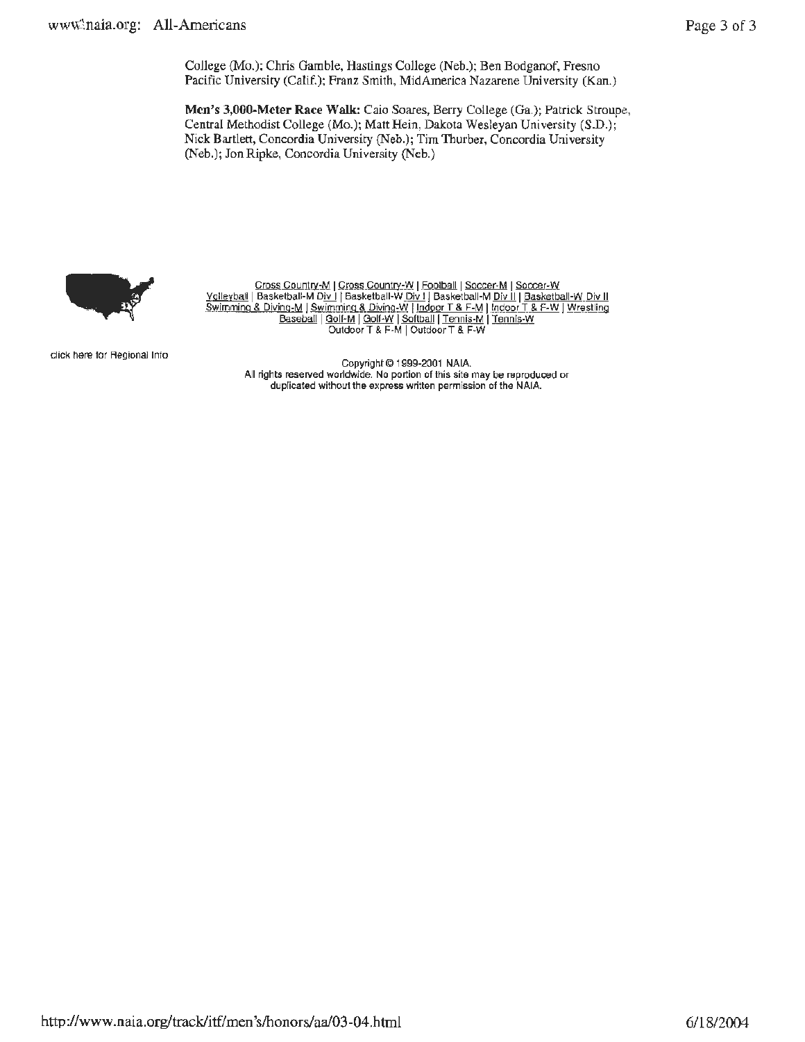College (Mo.); Chris Gamble, Hastings College (Neb.); Ben Bodganof, Fresno Pacific University (Calif.); Franz Smith, MidAmerica Nazarene University (Kan.)

**Men's 3,000-Meter Race Walk:** Caio Soares, Berry College (Ga.); Patrick Stroupe, Central Methodist College (Mo.); Matt Hein, Dakota Wesleyan University (S.D.); Nick Bartlett, Concordia University (Neb.); Tim Thurber, Concordia University (Neb.); Jon Ripke, Concordia University (Neb.)

Cross Country-M | Cross Country-W | Football | Soccer-M | Soccer-W
Volleyball | Basketball-M Div I | Basketball-W Div I | Basketball-M Div II | Basketball-W Div II
Swimming & Diving-M | Swimming & Diving-W | Indoor T & F-M | Indoor T & F-W | Wrestling
Baseball | Golf-M | Golf-W | Softball | Tennis-M | Tennis-W
Outdoor T & F-M | Outdoor T & F-W

click here for Regional Info

Copyright © 1999-2001 NAIA.
All rights reserved worldwide. No portion of this site may be reproduced or duplicated without the express written permission of the NAIA.